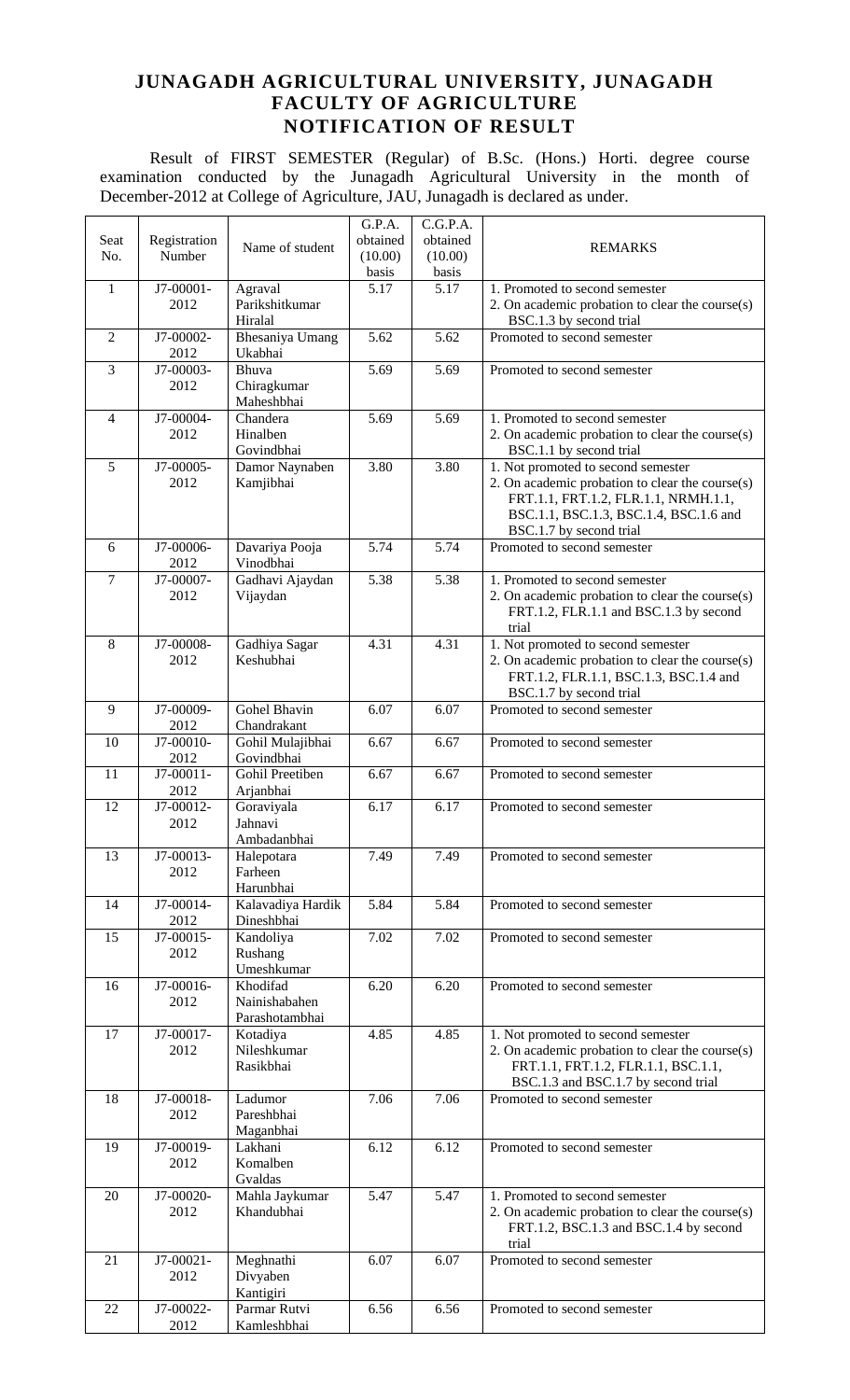# JUNAGADH AGRICULTURAL UNIVERSITY, JUNAGADH
## FACULTY OF AGRICULTURE
## NOTIFICATION OF RESULT

Result of FIRST SEMESTER (Regular) of B.Sc. (Hons.) Horti. degree course examination conducted by the Junagadh Agricultural University in the month of December-2012 at College of Agriculture, JAU, Junagadh is declared as under.

| Seat No. | Registration Number | Name of student | G.P.A. obtained (10.00) basis | C.G.P.A. obtained (10.00) basis | REMARKS |
|---|---|---|---|---|---|
| 1 | J7-00001-2012 | Agraval Parikshitkumar Hiralal | 5.17 | 5.17 | 1. Promoted to second semester<br>2. On academic probation to clear the course(s) BSC.1.3 by second trial |
| 2 | J7-00002-2012 | Bhesaniya Umang Ukabhai | 5.62 | 5.62 | Promoted to second semester |
| 3 | J7-00003-2012 | Bhuva Chiragkumar Maheshbhai | 5.69 | 5.69 | Promoted to second semester |
| 4 | J7-00004-2012 | Chandera Hinalben Govindbhai | 5.69 | 5.69 | 1. Promoted to second semester<br>2. On academic probation to clear the course(s) BSC.1.1 by second trial |
| 5 | J7-00005-2012 | Damor Naynaben Kamjibhai | 3.80 | 3.80 | 1. Not promoted to second semester<br>2. On academic probation to clear the course(s) FRT.1.1, FRT.1.2, FLR.1.1, NRMH.1.1, BSC.1.1, BSC.1.3, BSC.1.4, BSC.1.6 and BSC.1.7 by second trial |
| 6 | J7-00006-2012 | Davariya Pooja Vinodbhai | 5.74 | 5.74 | Promoted to second semester |
| 7 | J7-00007-2012 | Gadhavi Ajaydan Vijaydan | 5.38 | 5.38 | 1. Promoted to second semester<br>2. On academic probation to clear the course(s) FRT.1.2, FLR.1.1 and BSC.1.3 by second trial |
| 8 | J7-00008-2012 | Gadhiya Sagar Keshubhai | 4.31 | 4.31 | 1. Not promoted to second semester<br>2. On academic probation to clear the course(s) FRT.1.2, FLR.1.1, BSC.1.3, BSC.1.4 and BSC.1.7 by second trial |
| 9 | J7-00009-2012 | Gohel Bhavin Chandrakant | 6.07 | 6.07 | Promoted to second semester |
| 10 | J7-00010-2012 | Gohil Mulajibhai Govindbhai | 6.67 | 6.67 | Promoted to second semester |
| 11 | J7-00011-2012 | Gohil Preetiben Arjanbhai | 6.67 | 6.67 | Promoted to second semester |
| 12 | J7-00012-2012 | Goraviyala Jahnavi Ambadanbhai | 6.17 | 6.17 | Promoted to second semester |
| 13 | J7-00013-2012 | Halepotara Farheen Harunbhai | 7.49 | 7.49 | Promoted to second semester |
| 14 | J7-00014-2012 | Kalavadiya Hardik Dineshbhai | 5.84 | 5.84 | Promoted to second semester |
| 15 | J7-00015-2012 | Kandoliya Rushang Umeshkumar | 7.02 | 7.02 | Promoted to second semester |
| 16 | J7-00016-2012 | Khodifad Nainishabahen Parashotambhai | 6.20 | 6.20 | Promoted to second semester |
| 17 | J7-00017-2012 | Kotadiya Nileshkumar Rasikbhai | 4.85 | 4.85 | 1. Not promoted to second semester<br>2. On academic probation to clear the course(s) FRT.1.1, FRT.1.2, FLR.1.1, BSC.1.1, BSC.1.3 and BSC.1.7 by second trial |
| 18 | J7-00018-2012 | Ladumor Pareshbhai Maganbhai | 7.06 | 7.06 | Promoted to second semester |
| 19 | J7-00019-2012 | Lakhani Komalben Gvaldas | 6.12 | 6.12 | Promoted to second semester |
| 20 | J7-00020-2012 | Mahla Jaykumar Khandubhai | 5.47 | 5.47 | 1. Promoted to second semester<br>2. On academic probation to clear the course(s) FRT.1.2, BSC.1.3 and BSC.1.4 by second trial |
| 21 | J7-00021-2012 | Meghnathi Divyaben Kantigiri | 6.07 | 6.07 | Promoted to second semester |
| 22 | J7-00022-2012 | Parmar Rutvi Kamleshbhai | 6.56 | 6.56 | Promoted to second semester |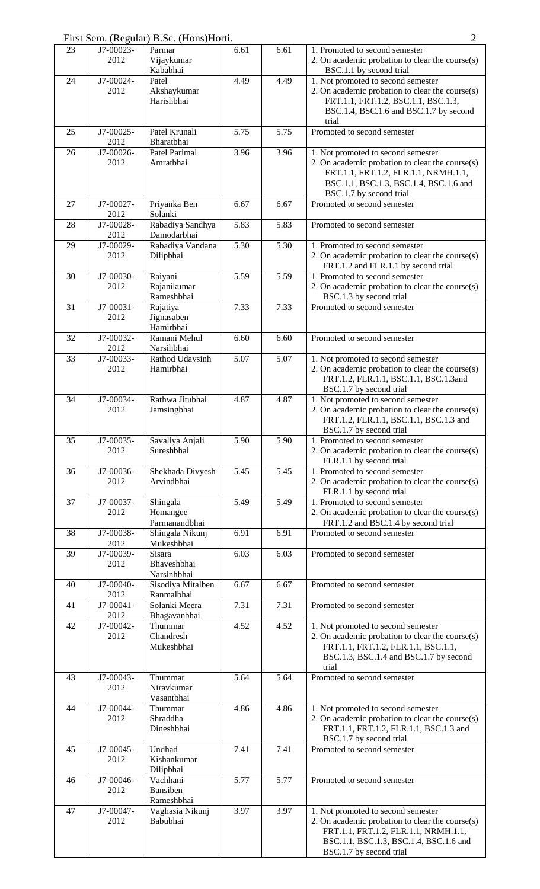First Sem. (Regular) B.Sc. (Hons)Horti.

| 23 | J7-00023-2012 | Parmar Vijaykumar Kababhai | 6.61 | 6.61 | 1. Promoted to second semester 2. On academic probation to clear the course(s) BSC.1.1 by second trial |
|---|---|---|---|---|---|
| 24 | J7-00024-2012 | Patel Akshaykumar Harishbhai | 4.49 | 4.49 | 1. Not promoted to second semester 2. On academic probation to clear the course(s) FRT.1.1, FRT.1.2, BSC.1.1, BSC.1.3, BSC.1.4, BSC.1.6 and BSC.1.7 by second trial |
| 25 | J7-00025-2012 | Patel Krunali Bharatbhai | 5.75 | 5.75 | Promoted to second semester |
| 26 | J7-00026-2012 | Patel Parimal Amratbhai | 3.96 | 3.96 | 1. Not promoted to second semester 2. On academic probation to clear the course(s) FRT.1.1, FRT.1.2, FLR.1.1, NRMH.1.1, BSC.1.1, BSC.1.3, BSC.1.4, BSC.1.6 and BSC.1.7 by second trial |
| 27 | J7-00027-2012 | Priyanka Ben Solanki | 6.67 | 6.67 | Promoted to second semester |
| 28 | J7-00028-2012 | Rabadiya Sandhya Damodarbhai | 5.83 | 5.83 | Promoted to second semester |
| 29 | J7-00029-2012 | Rabadiya Vandana Dilipbhai | 5.30 | 5.30 | 1. Promoted to second semester 2. On academic probation to clear the course(s) FRT.1.2 and FLR.1.1 by second trial |
| 30 | J7-00030-2012 | Raiyani Rajanikumar Rameshbhai | 5.59 | 5.59 | 1. Promoted to second semester 2. On academic probation to clear the course(s) BSC.1.3 by second trial |
| 31 | J7-00031-2012 | Rajatiya Jignasaben Hamirbhai | 7.33 | 7.33 | Promoted to second semester |
| 32 | J7-00032-2012 | Ramani Mehul Narsihbhai | 6.60 | 6.60 | Promoted to second semester |
| 33 | J7-00033-2012 | Rathod Udaysinh Hamirbhai | 5.07 | 5.07 | 1. Not promoted to second semester 2. On academic probation to clear the course(s) FRT.1.2, FLR.1.1, BSC.1.1, BSC.1.3and BSC.1.7 by second trial |
| 34 | J7-00034-2012 | Rathwa Jitubhai Jamsingbhai | 4.87 | 4.87 | 1. Not promoted to second semester 2. On academic probation to clear the course(s) FRT.1.2, FLR.1.1, BSC.1.1, BSC.1.3 and BSC.1.7 by second trial |
| 35 | J7-00035-2012 | Savaliya Anjali Sureshbhai | 5.90 | 5.90 | 1. Promoted to second semester 2. On academic probation to clear the course(s) FLR.1.1 by second trial |
| 36 | J7-00036-2012 | Shekhada Divyesh Arvindbhai | 5.45 | 5.45 | 1. Promoted to second semester 2. On academic probation to clear the course(s) FLR.1.1 by second trial |
| 37 | J7-00037-2012 | Shingala Hemangee Parmanandbhai | 5.49 | 5.49 | 1. Promoted to second semester 2. On academic probation to clear the course(s) FRT.1.2 and BSC.1.4 by second trial |
| 38 | J7-00038-2012 | Shingala Nikunj Mukeshbhai | 6.91 | 6.91 | Promoted to second semester |
| 39 | J7-00039-2012 | Sisara Bhaveshbhai Narsinhbhai | 6.03 | 6.03 | Promoted to second semester |
| 40 | J7-00040-2012 | Sisodiya Mitalben Ranmalbhai | 6.67 | 6.67 | Promoted to second semester |
| 41 | J7-00041-2012 | Solanki Meera Bhagavanbhai | 7.31 | 7.31 | Promoted to second semester |
| 42 | J7-00042-2012 | Thummar Chandresh Mukeshbhai | 4.52 | 4.52 | 1. Not promoted to second semester 2. On academic probation to clear the course(s) FRT.1.1, FRT.1.2, FLR.1.1, BSC.1.1, BSC.1.3, BSC.1.4 and BSC.1.7 by second trial |
| 43 | J7-00043-2012 | Thummar Niravkumar Vasantbhai | 5.64 | 5.64 | Promoted to second semester |
| 44 | J7-00044-2012 | Thummar Shraddha Dineshbhai | 4.86 | 4.86 | 1. Not promoted to second semester 2. On academic probation to clear the course(s) FRT.1.1, FRT.1.2, FLR.1.1, BSC.1.3 and BSC.1.7 by second trial |
| 45 | J7-00045-2012 | Undhad Kishankumar Dilipbhai | 7.41 | 7.41 | Promoted to second semester |
| 46 | J7-00046-2012 | Vachhani Bansiben Rameshbhai | 5.77 | 5.77 | Promoted to second semester |
| 47 | J7-00047-2012 | Vaghasia Nikunj Babubhai | 3.97 | 3.97 | 1. Not promoted to second semester 2. On academic probation to clear the course(s) FRT.1.1, FRT.1.2, FLR.1.1, NRMH.1.1, BSC.1.1, BSC.1.3, BSC.1.4, BSC.1.6 and BSC.1.7 by second trial |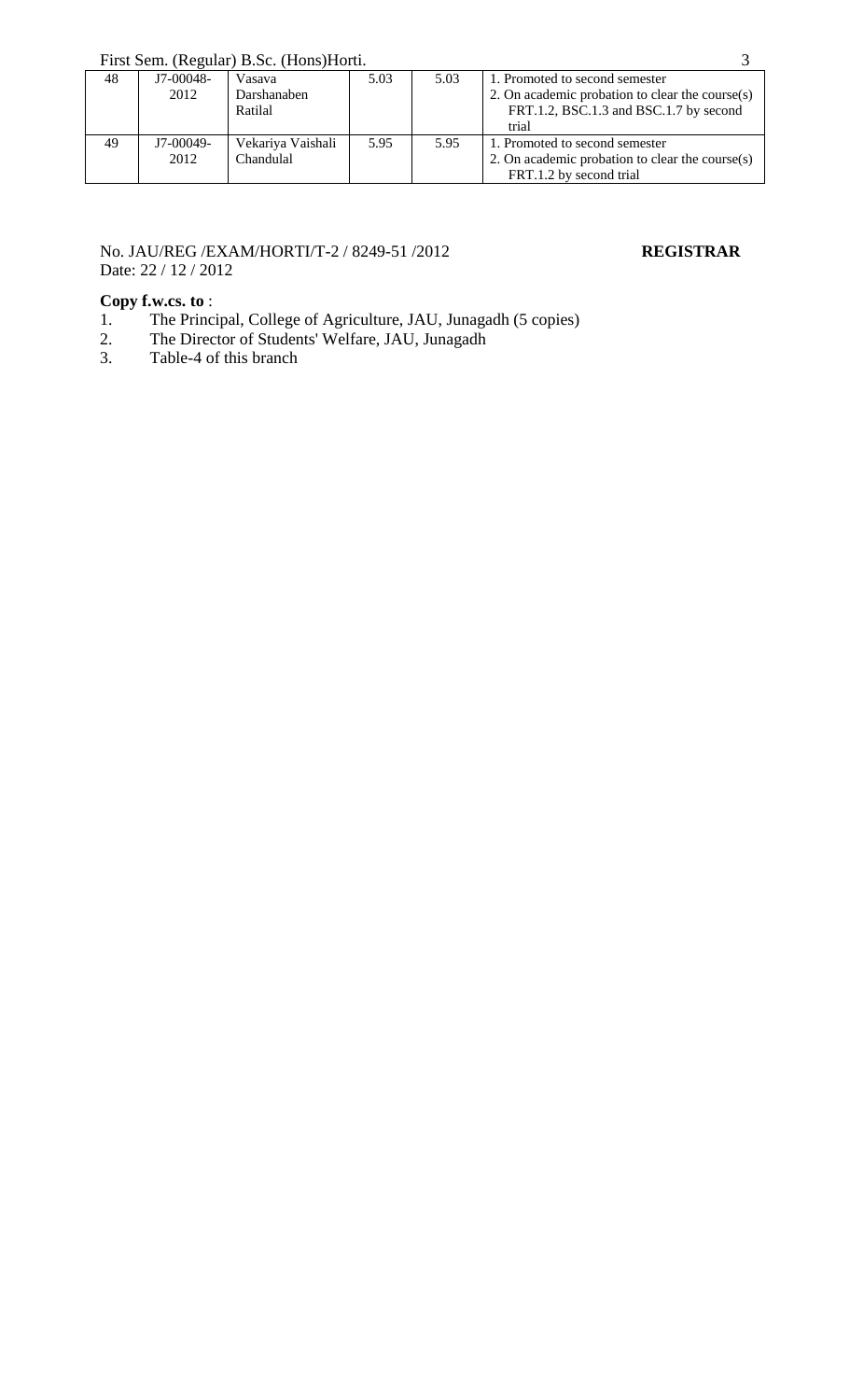| | | | | | |
|---|---|---|---|---|---|
| 48 | J7-00048-2012 | Vasava Darshanaben Ratilal | 5.03 | 5.03 | 1. Promoted to second semester<br>2. On academic probation to clear the course(s) FRT.1.2, BSC.1.3 and BSC.1.7 by second trial |
| 49 | J7-00049-2012 | Vekariya Vaishali Chandulal | 5.95 | 5.95 | 1. Promoted to second semester<br>2. On academic probation to clear the course(s) FRT.1.2 by second trial |

No. JAU/REG /EXAM/HORTI/T-2 / 8249-51 /2012 **REGISTRAR**
Date: 22 / 12 / 2012

**Copy f.w.cs. to** :

1. The Principal, College of Agriculture, JAU, Junagadh (5 copies)
2. The Director of Students' Welfare, JAU, Junagadh
3. Table-4 of this branch